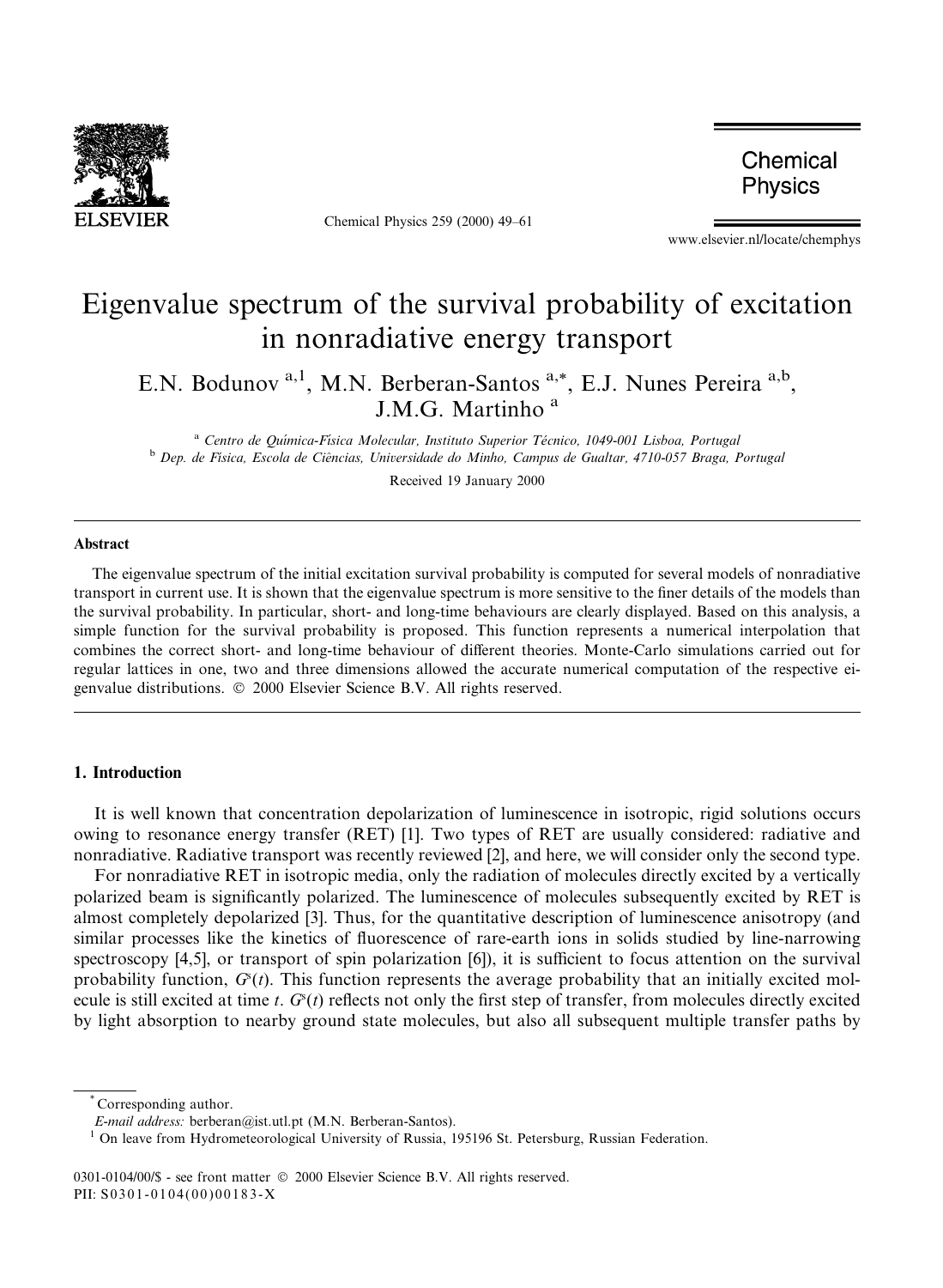# Eigenvalue spectrum of the survival probability of excitation in nonradiative energy transport

E.N. Bodunov [a,1], M.N. Berberan-Santos [a,*], E.J. Nunes Pereira [a,b], J.M.G. Martinho [a]

[a] Centro de Química-Física Molecular, Instituto Superior Técnico, 1049-001 Lisboa, Portugal

[b] Dep. de Física, Escola de Ciências, Universidade do Minho, Campus de Gualtar, 4710-057 Braga, Portugal

Received 19 January 2000

## Abstract

The eigenvalue spectrum of the initial excitation survival probability is computed for several models of nonradiative transport in current use. It is shown that the eigenvalue spectrum is more sensitive to the finer details of the models than the survival probability. In particular, short- and long-time behaviours are clearly displayed. Based on this analysis, a simple function for the survival probability is proposed. This function represents a numerical interpolation that combines the correct short- and long-time behaviour of different theories. Monte-Carlo simulations carried out for regular lattices in one, two and three dimensions allowed the accurate numerical computation of the respective eigenvalue distributions. © 2000 Elsevier Science B.V. All rights reserved.

## 1. Introduction

It is well known that concentration depolarization of luminescence in isotropic, rigid solutions occurs owing to resonance energy transfer (RET) [1]. Two types of RET are usually considered: radiative and nonradiative. Radiative transport was recently reviewed [2], and here, we will consider only the second type.

For nonradiative RET in isotropic media, only the radiation of molecules directly excited by a vertically polarized beam is significantly polarized. The luminescence of molecules subsequently excited by RET is almost completely depolarized [3]. Thus, for the quantitative description of luminescence anisotropy (and similar processes like the kinetics of fluorescence of rare-earth ions in solids studied by line-narrowing spectroscopy [4,5], or transport of spin polarization [6]), it is sufficient to focus attention on the survival probability function, $G^s(t)$. This function represents the average probability that an initially excited molecule is still excited at time $t$. $G^s(t)$ reflects not only the first step of transfer, from molecules directly excited by light absorption to nearby ground state molecules, but also all subsequent multiple transfer paths by

* Corresponding author.

*E-mail address:* berberan@ist.utl.pt (M.N. Berberan-Santos).

[1] On leave from Hydrometeorological University of Russia, 195196 St. Petersburg, Russian Federation.

0301-0104/00/$ - see front matter © 2000 Elsevier Science B.V. All rights reserved.
PII: S0301-0104(00)00183-X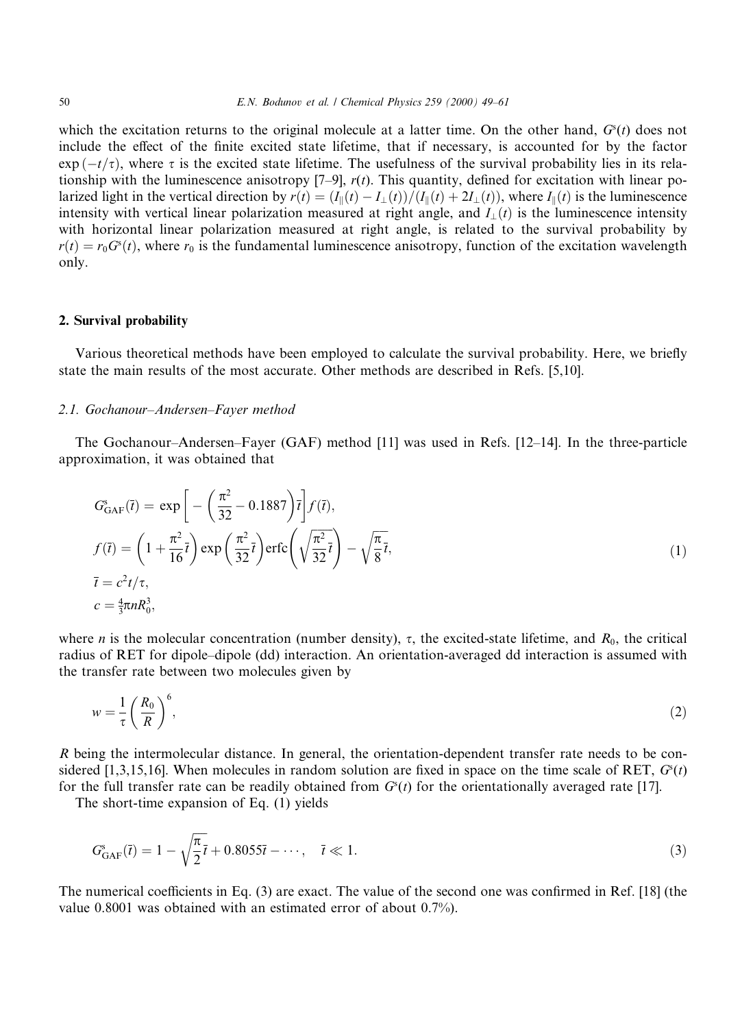which the excitation returns to the original molecule at a latter time. On the other hand, $G^s(t)$ does not include the effect of the finite excited state lifetime, that if necessary, is accounted for by the factor $\exp(-t/\tau)$, where $\tau$ is the excited state lifetime. The usefulness of the survival probability lies in its relationship with the luminescence anisotropy [7–9], $r(t)$. This quantity, defined for excitation with linear polarized light in the vertical direction by $r(t) = (I_\parallel(t) - I_\perp(t))/(I_\parallel(t) + 2I_\perp(t))$, where $I_\parallel(t)$ is the luminescence intensity with vertical linear polarization measured at right angle, and $I_\perp(t)$ is the luminescence intensity with horizontal linear polarization measured at right angle, is related to the survival probability by $r(t) = r_0 G^s(t)$, where $r_0$ is the fundamental luminescence anisotropy, function of the excitation wavelength only.

## 2. Survival probability

Various theoretical methods have been employed to calculate the survival probability. Here, we briefly state the main results of the most accurate. Other methods are described in Refs. [5,10].

### 2.1. Gochanour–Andersen–Fayer method

The Gochanour–Andersen–Fayer (GAF) method [11] was used in Refs. [12–14]. In the three-particle approximation, it was obtained that

$$
\begin{aligned}
&G^s_{\mathrm{GAF}}(\bar{t}) = \exp\left[-\left(\frac{\pi^2}{32} - 0.1887\right)\bar{t}\right] f(\bar{t}),\\
&f(\bar{t}) = \left(1 + \frac{\pi^2}{16}\bar{t}\right)\exp\left(\frac{\pi^2}{32}\bar{t}\right)\mathrm{erfc}\left(\sqrt{\frac{\pi^2}{32}\bar{t}}\right) - \sqrt{\frac{\pi}{8}\bar{t}},\\
&\bar{t} = c^2 t/\tau,\\
&c = \tfrac{4}{3}\pi n R_0^3,
\end{aligned}
\tag{1}
$$

where $n$ is the molecular concentration (number density), $\tau$, the excited-state lifetime, and $R_0$, the critical radius of RET for dipole–dipole (dd) interaction. An orientation-averaged dd interaction is assumed with the transfer rate between two molecules given by

$$
w = \frac{1}{\tau}\left(\frac{R_0}{R}\right)^6,
\tag{2}
$$

$R$ being the intermolecular distance. In general, the orientation-dependent transfer rate needs to be considered [1,3,15,16]. When molecules in random solution are fixed in space on the time scale of RET, $G^s(t)$ for the full transfer rate can be readily obtained from $G^s(t)$ for the orientationally averaged rate [17].

The short-time expansion of Eq. (1) yields

$$
G^s_{\mathrm{GAF}}(\bar{t}) = 1 - \sqrt{\frac{\pi}{2}\bar{t}} + 0.8055\bar{t} - \cdots, \quad \bar{t} \ll 1.
\tag{3}
$$

The numerical coefficients in Eq. (3) are exact. The value of the second one was confirmed in Ref. [18] (the value 0.8001 was obtained with an estimated error of about 0.7%).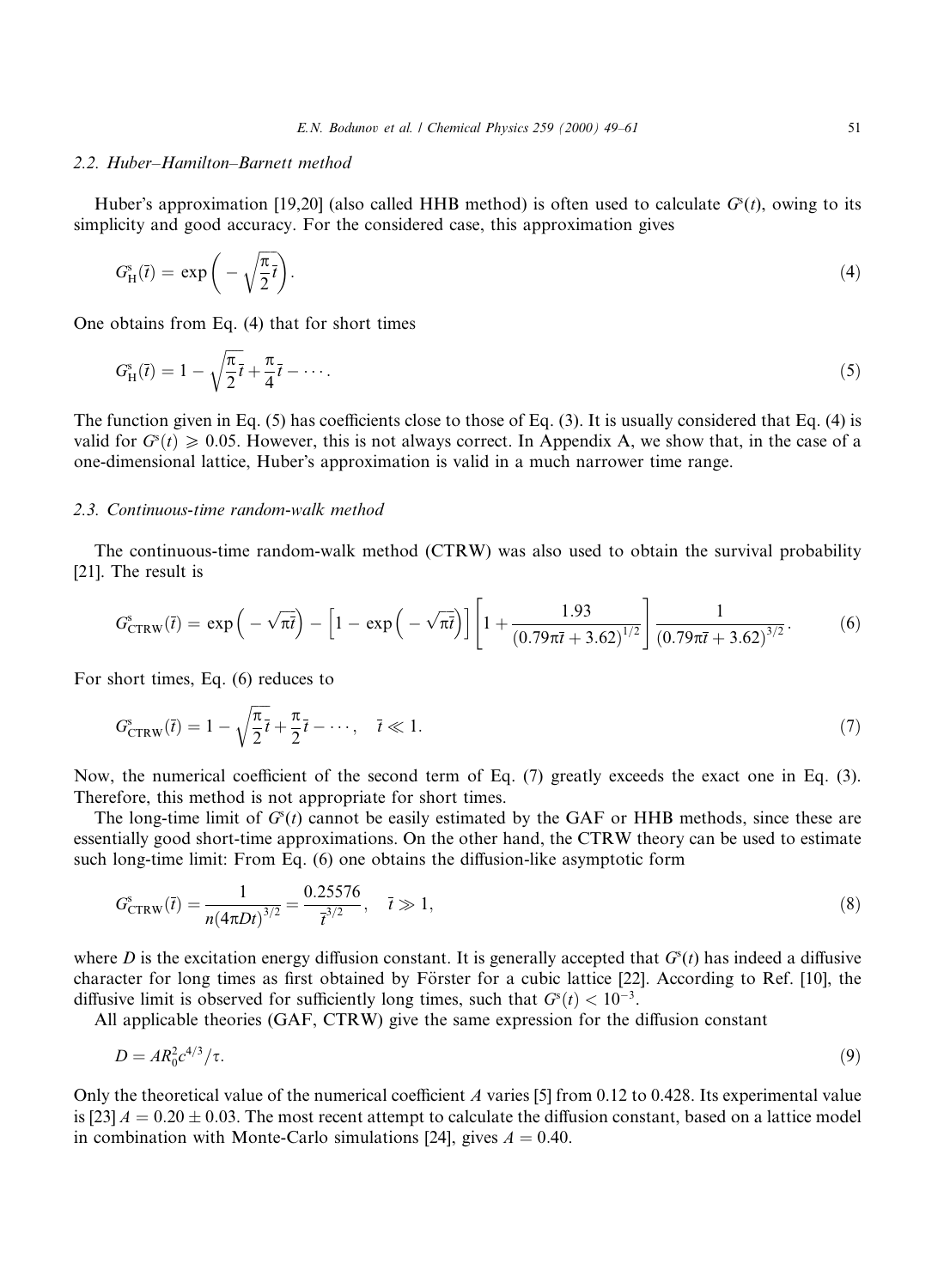### 2.2. Huber–Hamilton–Barnett method

Huber's approximation [19,20] (also called HHB method) is often used to calculate $G^s(t)$, owing to its simplicity and good accuracy. For the considered case, this approximation gives

$$G^s_H(\bar{t}) = \exp\left(-\sqrt{\frac{\pi}{2}\bar{t}}\right). \tag{4}$$

One obtains from Eq. (4) that for short times

$$G^s_H(\bar{t}) = 1 - \sqrt{\frac{\pi}{2}\bar{t}} + \frac{\pi}{4}\bar{t} - \cdots. \tag{5}$$

The function given in Eq. (5) has coefficients close to those of Eq. (3). It is usually considered that Eq. (4) is valid for $G^s(t) \geqslant 0.05$. However, this is not always correct. In Appendix A, we show that, in the case of a one-dimensional lattice, Huber's approximation is valid in a much narrower time range.

### 2.3. Continuous-time random-walk method

The continuous-time random-walk method (CTRW) was also used to obtain the survival probability [21]. The result is

$$G^s_{\mathrm{CTRW}}(\bar{t}) = \exp\left(-\sqrt{\pi\bar{t}}\right) - \left[1 - \exp\left(-\sqrt{\pi\bar{t}}\right)\right]\left[1 + \frac{1.93}{(0.79\pi\bar{t} + 3.62)^{1/2}}\right]\frac{1}{(0.79\pi\bar{t} + 3.62)^{3/2}}. \tag{6}$$

For short times, Eq. (6) reduces to

$$G^s_{\mathrm{CTRW}}(\bar{t}) = 1 - \sqrt{\frac{\pi}{2}\bar{t}} + \frac{\pi}{2}\bar{t} - \cdots, \quad \bar{t} \ll 1. \tag{7}$$

Now, the numerical coefficient of the second term of Eq. (7) greatly exceeds the exact one in Eq. (3). Therefore, this method is not appropriate for short times.

The long-time limit of $G^s(t)$ cannot be easily estimated by the GAF or HHB methods, since these are essentially good short-time approximations. On the other hand, the CTRW theory can be used to estimate such long-time limit: From Eq. (6) one obtains the diffusion-like asymptotic form

$$G^s_{\mathrm{CTRW}}(\bar{t}) = \frac{1}{n(4\pi Dt)^{3/2}} = \frac{0.25576}{\bar{t}^{3/2}}, \quad \bar{t} \gg 1, \tag{8}$$

where $D$ is the excitation energy diffusion constant. It is generally accepted that $G^s(t)$ has indeed a diffusive character for long times as first obtained by Förster for a cubic lattice [22]. According to Ref. [10], the diffusive limit is observed for sufficiently long times, such that $G^s(t) < 10^{-3}$.

All applicable theories (GAF, CTRW) give the same expression for the diffusion constant

$$D = AR_0^2 c^{4/3}/\tau. \tag{9}$$

Only the theoretical value of the numerical coefficient $A$ varies [5] from 0.12 to 0.428. Its experimental value is [23] $A = 0.20 \pm 0.03$. The most recent attempt to calculate the diffusion constant, based on a lattice model in combination with Monte-Carlo simulations [24], gives $A = 0.40$.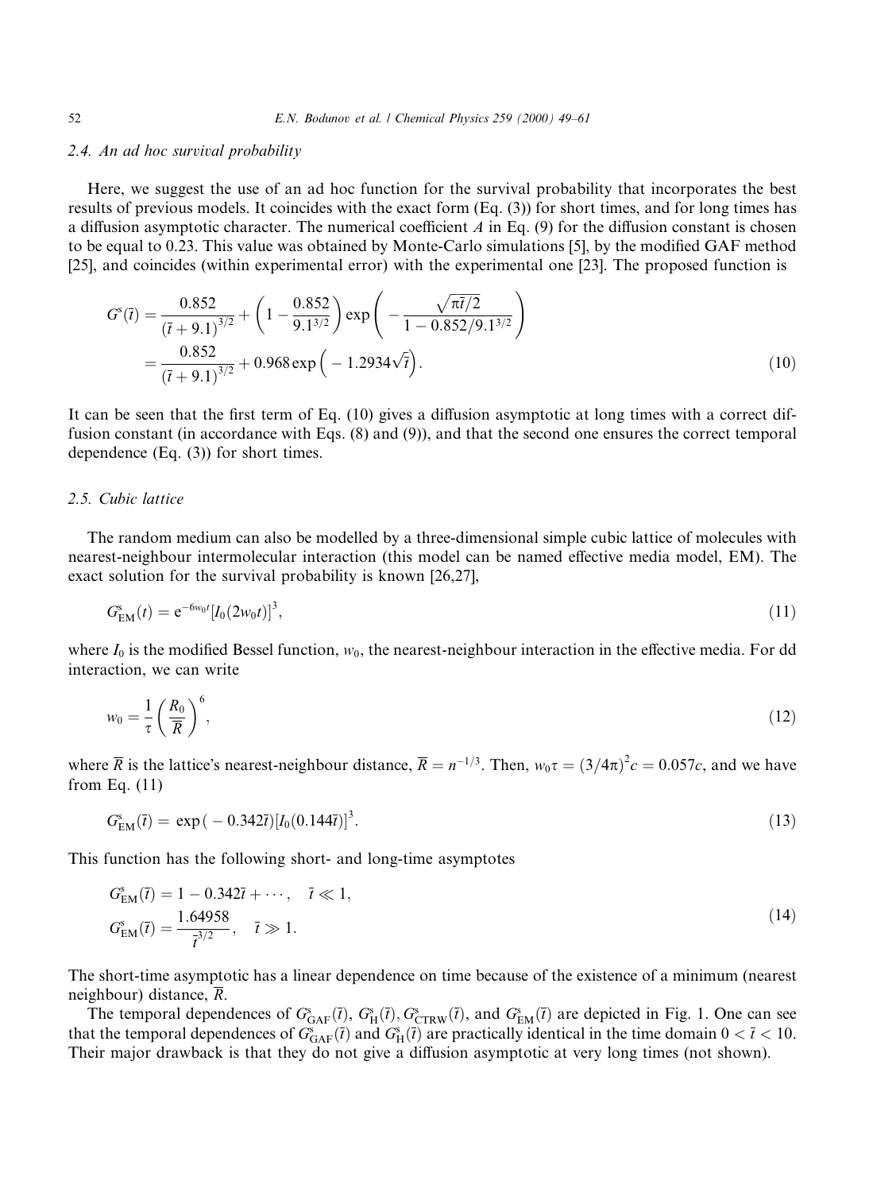### 2.4. An ad hoc survival probability

Here, we suggest the use of an ad hoc function for the survival probability that incorporates the best results of previous models. It coincides with the exact form (Eq. (3)) for short times, and for long times has a diffusion asymptotic character. The numerical coefficient $A$ in Eq. (9) for the diffusion constant is chosen to be equal to 0.23. This value was obtained by Monte-Carlo simulations [5], by the modified GAF method [25], and coincides (within experimental error) with the experimental one [23]. The proposed function is

$$
\begin{aligned}
G^{\mathrm{s}}(\bar{t}) &= \frac{0.852}{(\bar{t}+9.1)^{3/2}} + \left(1 - \frac{0.852}{9.1^{3/2}}\right) \exp\left( - \frac{\sqrt{\pi \bar{t}/2}}{1 - 0.852/9.1^{3/2}} \right) \\
&= \frac{0.852}{(\bar{t}+9.1)^{3/2}} + 0.968 \exp\left( - 1.2934\sqrt{\bar{t}} \right).
\end{aligned}
\tag{10}
$$

It can be seen that the first term of Eq. (10) gives a diffusion asymptotic at long times with a correct diffusion constant (in accordance with Eqs. (8) and (9)), and that the second one ensures the correct temporal dependence (Eq. (3)) for short times.

### 2.5. Cubic lattice

The random medium can also be modelled by a three-dimensional simple cubic lattice of molecules with nearest-neighbour intermolecular interaction (this model can be named effective media model, EM). The exact solution for the survival probability is known [26,27],

$$
G^{\mathrm{s}}_{\mathrm{EM}}(t) = \mathrm{e}^{-6w_0 t}[I_0(2w_0 t)]^3, \tag{11}
$$

where $I_0$ is the modified Bessel function, $w_0$, the nearest-neighbour interaction in the effective media. For dd interaction, we can write

$$
w_0 = \frac{1}{\tau}\left(\frac{R_0}{\overline{R}}\right)^6, \tag{12}
$$

where $\overline{R}$ is the lattice's nearest-neighbour distance, $\overline{R} = n^{-1/3}$. Then, $w_0 \tau = (3/4\pi)^2 c = 0.057c$, and we have from Eq. (11)

$$
G^{\mathrm{s}}_{\mathrm{EM}}(\bar{t}) = \exp(-0.342\bar{t})[I_0(0.144\bar{t})]^3. \tag{13}
$$

This function has the following short- and long-time asymptotes

$$
\begin{aligned}
G^{\mathrm{s}}_{\mathrm{EM}}(\bar{t}) &= 1 - 0.342\bar{t} + \cdots, \quad \bar{t} \ll 1, \\
G^{\mathrm{s}}_{\mathrm{EM}}(\bar{t}) &= \frac{1.64958}{\bar{t}^{3/2}}, \quad \bar{t} \gg 1.
\end{aligned}
\tag{14}
$$

The short-time asymptotic has a linear dependence on time because of the existence of a minimum (nearest neighbour) distance, $\overline{R}$.

The temporal dependences of $G^{\mathrm{s}}_{\mathrm{GAF}}(\bar{t})$, $G^{\mathrm{s}}_{\mathrm{H}}(\bar{t})$, $G^{\mathrm{s}}_{\mathrm{CTRW}}(\bar{t})$, and $G^{\mathrm{s}}_{\mathrm{EM}}(\bar{t})$ are depicted in Fig. 1. One can see that the temporal dependences of $G^{\mathrm{s}}_{\mathrm{GAF}}(\bar{t})$ and $G^{\mathrm{s}}_{\mathrm{H}}(\bar{t})$ are practically identical in the time domain $0 < \bar{t} < 10$. Their major drawback is that they do not give a diffusion asymptotic at very long times (not shown).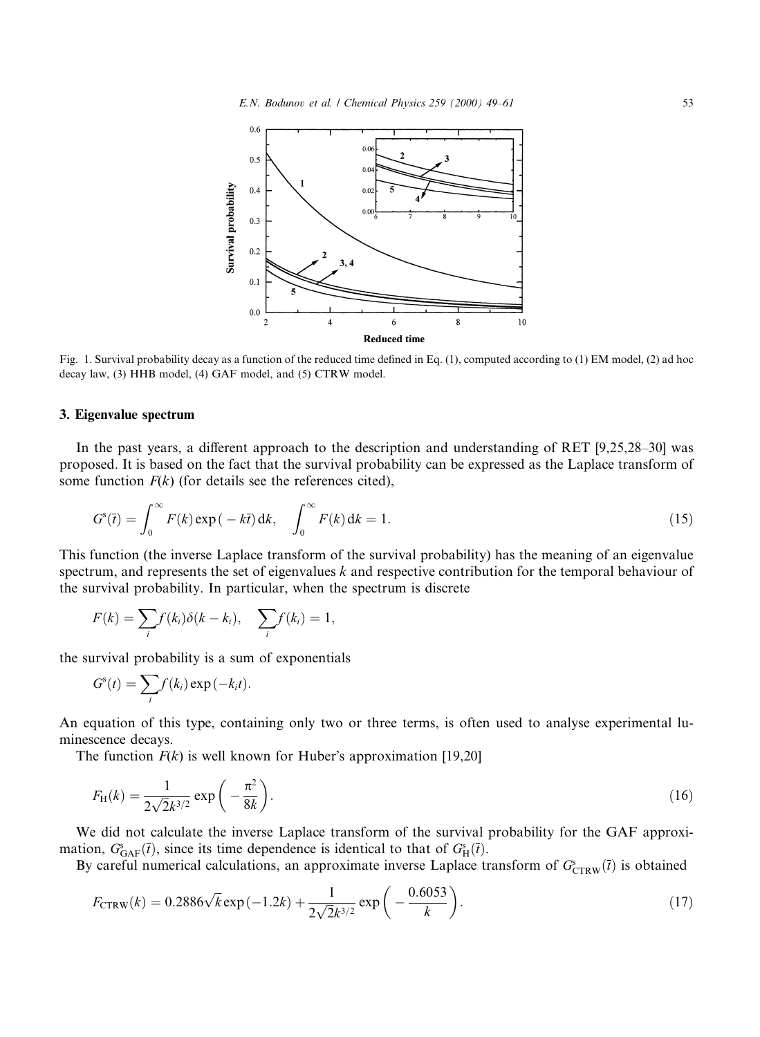Fig. 1. Survival probability decay as a function of the reduced time defined in Eq. (1), computed according to (1) EM model, (2) ad hoc decay law, (3) HHB model, (4) GAF model, and (5) CTRW model.

### 3. Eigenvalue spectrum

In the past years, a different approach to the description and understanding of RET [9,25,28–30] was proposed. It is based on the fact that the survival probability can be expressed as the Laplace transform of some function $F(k)$ (for details see the references cited),

$$G^{\mathrm{s}}(\bar{t}) = \int_0^\infty F(k)\exp(-k\bar{t})\,\mathrm{d}k, \quad \int_0^\infty F(k)\,\mathrm{d}k = 1. \tag{15}$$

This function (the inverse Laplace transform of the survival probability) has the meaning of an eigenvalue spectrum, and represents the set of eigenvalues $k$ and respective contribution for the temporal behaviour of the survival probability. In particular, when the spectrum is discrete

$$F(k) = \sum_i f(k_i)\delta(k - k_i), \quad \sum_i f(k_i) = 1,$$

the survival probability is a sum of exponentials

$$G^{\mathrm{s}}(t) = \sum_i f(k_i)\exp(-k_i t).$$

An equation of this type, containing only two or three terms, is often used to analyse experimental luminescence decays.

The function $F(k)$ is well known for Huber's approximation [19,20]

$$F_{\mathrm{H}}(k) = \frac{1}{2\sqrt{2}k^{3/2}}\exp\left(-\frac{\pi^2}{8k}\right). \tag{16}$$

We did not calculate the inverse Laplace transform of the survival probability for the GAF approximation, $G^{\mathrm{s}}_{\mathrm{GAF}}(\bar{t})$, since its time dependence is identical to that of $G^{\mathrm{s}}_{\mathrm{H}}(\bar{t})$.

By careful numerical calculations, an approximate inverse Laplace transform of $G^{\mathrm{s}}_{\mathrm{CTRW}}(\bar{t})$ is obtained

$$F_{\mathrm{CTRW}}(k) = 0.2886\sqrt{k}\exp(-1.2k) + \frac{1}{2\sqrt{2}k^{3/2}}\exp\left(-\frac{0.6053}{k}\right). \tag{17}$$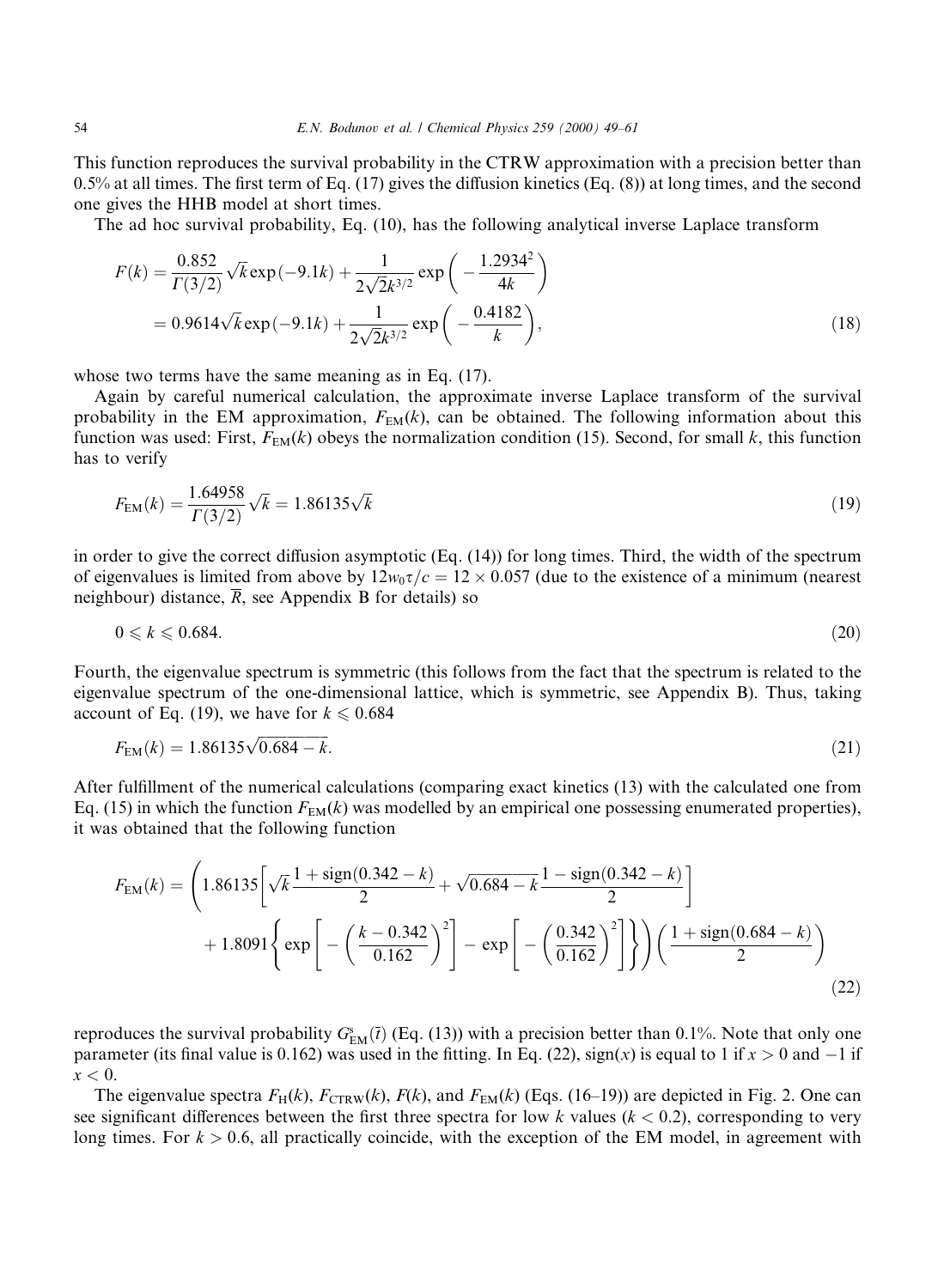This function reproduces the survival probability in the CTRW approximation with a precision better than 0.5% at all times. The first term of Eq. (17) gives the diffusion kinetics (Eq. (8)) at long times, and the second one gives the HHB model at short times.

The ad hoc survival probability, Eq. (10), has the following analytical inverse Laplace transform

$$
\begin{aligned}
F(k) &= \frac{0.852}{\Gamma(3/2)}\sqrt{k}\exp(-9.1k) + \frac{1}{2\sqrt{2}k^{3/2}}\exp\left(-\frac{1.2934^2}{4k}\right) \\
&= 0.9614\sqrt{k}\exp(-9.1k) + \frac{1}{2\sqrt{2}k^{3/2}}\exp\left(-\frac{0.4182}{k}\right),
\end{aligned}
\tag{18}
$$

whose two terms have the same meaning as in Eq. (17).

Again by careful numerical calculation, the approximate inverse Laplace transform of the survival probability in the EM approximation, $F_{\mathrm{EM}}(k)$, can be obtained. The following information about this function was used: First, $F_{\mathrm{EM}}(k)$ obeys the normalization condition (15). Second, for small $k$, this function has to verify

$$
F_{\mathrm{EM}}(k) = \frac{1.64958}{\Gamma(3/2)}\sqrt{k} = 1.86135\sqrt{k}
\tag{19}
$$

in order to give the correct diffusion asymptotic (Eq. (14)) for long times. Third, the width of the spectrum of eigenvalues is limited from above by $12w_0\tau/c = 12 \times 0.057$ (due to the existence of a minimum (nearest neighbour) distance, $\overline{R}$, see Appendix B for details) so

$$
0 \leqslant k \leqslant 0.684.
\tag{20}
$$

Fourth, the eigenvalue spectrum is symmetric (this follows from the fact that the spectrum is related to the eigenvalue spectrum of the one-dimensional lattice, which is symmetric, see Appendix B). Thus, taking account of Eq. (19), we have for $k \leqslant 0.684$

$$
F_{\mathrm{EM}}(k) = 1.86135\sqrt{0.684 - k}.
\tag{21}
$$

After fulfillment of the numerical calculations (comparing exact kinetics (13) with the calculated one from Eq. (15) in which the function $F_{\mathrm{EM}}(k)$ was modelled by an empirical one possessing enumerated properties), it was obtained that the following function

$$
\begin{aligned}
F_{\mathrm{EM}}(k) = \Bigg( & 1.86135\left[\sqrt{k}\,\frac{1+\mathrm{sign}(0.342-k)}{2} + \sqrt{0.684-k}\,\frac{1-\mathrm{sign}(0.342-k)}{2}\right] \\
& + 1.8091\left\{\exp\left[-\left(\frac{k-0.342}{0.162}\right)^2\right] - \exp\left[-\left(\frac{0.342}{0.162}\right)^2\right]\right\}\Bigg)\left(\frac{1+\mathrm{sign}(0.684-k)}{2}\right)
\end{aligned}
\tag{22}
$$

reproduces the survival probability $G^{\mathrm{s}}_{\mathrm{EM}}(\bar{t})$ (Eq. (13)) with a precision better than 0.1%. Note that only one parameter (its final value is 0.162) was used in the fitting. In Eq. (22), $\mathrm{sign}(x)$ is equal to 1 if $x > 0$ and $-1$ if $x < 0$.

The eigenvalue spectra $F_{\mathrm{H}}(k)$, $F_{\mathrm{CTRW}}(k)$, $F(k)$, and $F_{\mathrm{EM}}(k)$ (Eqs. (16–19)) are depicted in Fig. 2. One can see significant differences between the first three spectra for low $k$ values ($k < 0.2$), corresponding to very long times. For $k > 0.6$, all practically coincide, with the exception of the EM model, in agreement with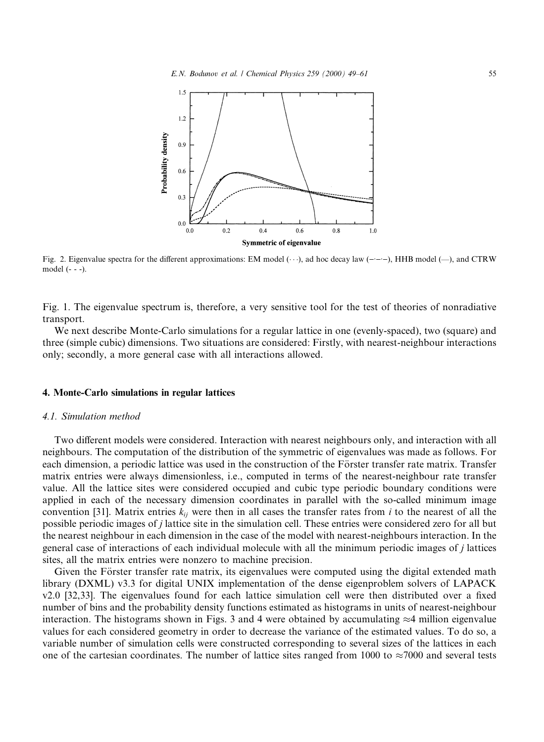Fig. 2. Eigenvalue spectra for the different approximations: EM model (···), ad hoc decay law (–·–·–), HHB model (—), and CTRW model (- - -).

Fig. 1. The eigenvalue spectrum is, therefore, a very sensitive tool for the test of theories of nonradiative transport.

We next describe Monte-Carlo simulations for a regular lattice in one (evenly-spaced), two (square) and three (simple cubic) dimensions. Two situations are considered: Firstly, with nearest-neighbour interactions only; secondly, a more general case with all interactions allowed.

## 4. Monte-Carlo simulations in regular lattices

### 4.1. Simulation method

Two different models were considered. Interaction with nearest neighbours only, and interaction with all neighbours. The computation of the distribution of the symmetric of eigenvalues was made as follows. For each dimension, a periodic lattice was used in the construction of the Förster transfer rate matrix. Transfer matrix entries were always dimensionless, i.e., computed in terms of the nearest-neighbour rate transfer value. All the lattice sites were considered occupied and cubic type periodic boundary conditions were applied in each of the necessary dimension coordinates in parallel with the so-called minimum image convention [31]. Matrix entries $k_{ij}$ were then in all cases the transfer rates from $i$ to the nearest of all the possible periodic images of $j$ lattice site in the simulation cell. These entries were considered zero for all but the nearest neighbour in each dimension in the case of the model with nearest-neighbours interaction. In the general case of interactions of each individual molecule with all the minimum periodic images of $j$ lattices sites, all the matrix entries were nonzero to machine precision.

Given the Förster transfer rate matrix, its eigenvalues were computed using the digital extended math library (DXML) v3.3 for digital UNIX implementation of the dense eigenproblem solvers of LAPACK v2.0 [32,33]. The eigenvalues found for each lattice simulation cell were then distributed over a fixed number of bins and the probability density functions estimated as histograms in units of nearest-neighbour interaction. The histograms shown in Figs. 3 and 4 were obtained by accumulating ≈4 million eigenvalue values for each considered geometry in order to decrease the variance of the estimated values. To do so, a variable number of simulation cells were constructed corresponding to several sizes of the lattices in each one of the cartesian coordinates. The number of lattice sites ranged from 1000 to ≈7000 and several tests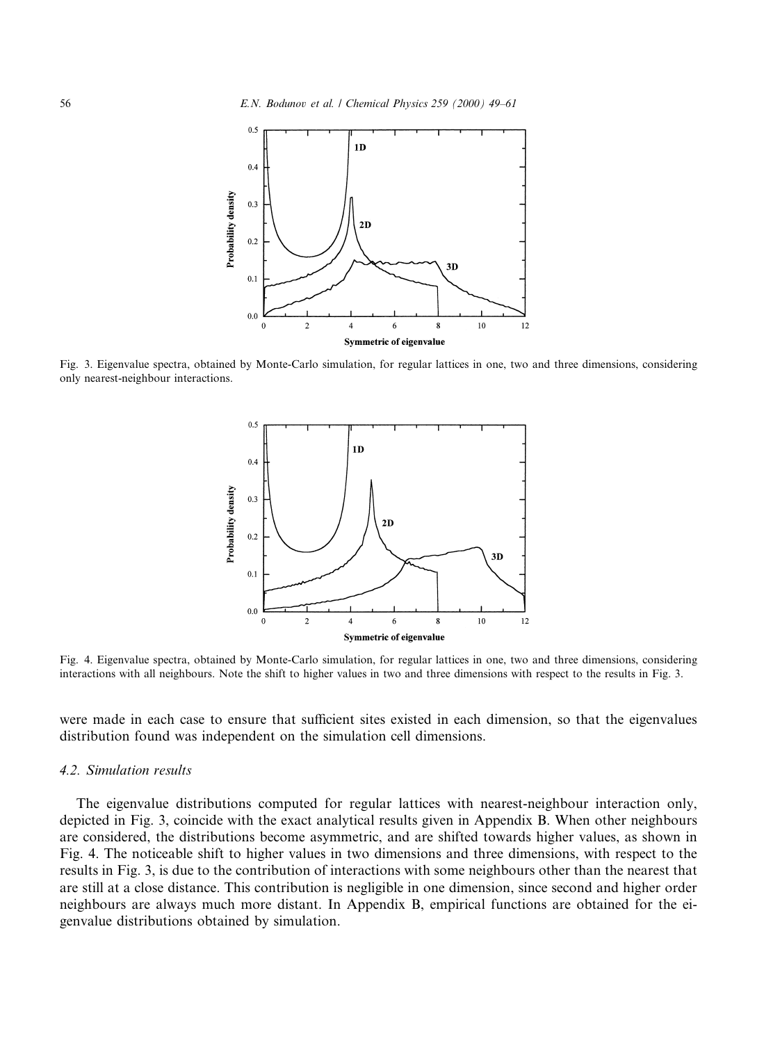Fig. 3. Eigenvalue spectra, obtained by Monte-Carlo simulation, for regular lattices in one, two and three dimensions, considering only nearest-neighbour interactions.

Fig. 4. Eigenvalue spectra, obtained by Monte-Carlo simulation, for regular lattices in one, two and three dimensions, considering interactions with all neighbours. Note the shift to higher values in two and three dimensions with respect to the results in Fig. 3.

were made in each case to ensure that sufficient sites existed in each dimension, so that the eigenvalues distribution found was independent on the simulation cell dimensions.

### *4.2. Simulation results*

The eigenvalue distributions computed for regular lattices with nearest-neighbour interaction only, depicted in Fig. 3, coincide with the exact analytical results given in Appendix B. When other neighbours are considered, the distributions become asymmetric, and are shifted towards higher values, as shown in Fig. 4. The noticeable shift to higher values in two dimensions and three dimensions, with respect to the results in Fig. 3, is due to the contribution of interactions with some neighbours other than the nearest that are still at a close distance. This contribution is negligible in one dimension, since second and higher order neighbours are always much more distant. In Appendix B, empirical functions are obtained for the eigenvalue distributions obtained by simulation.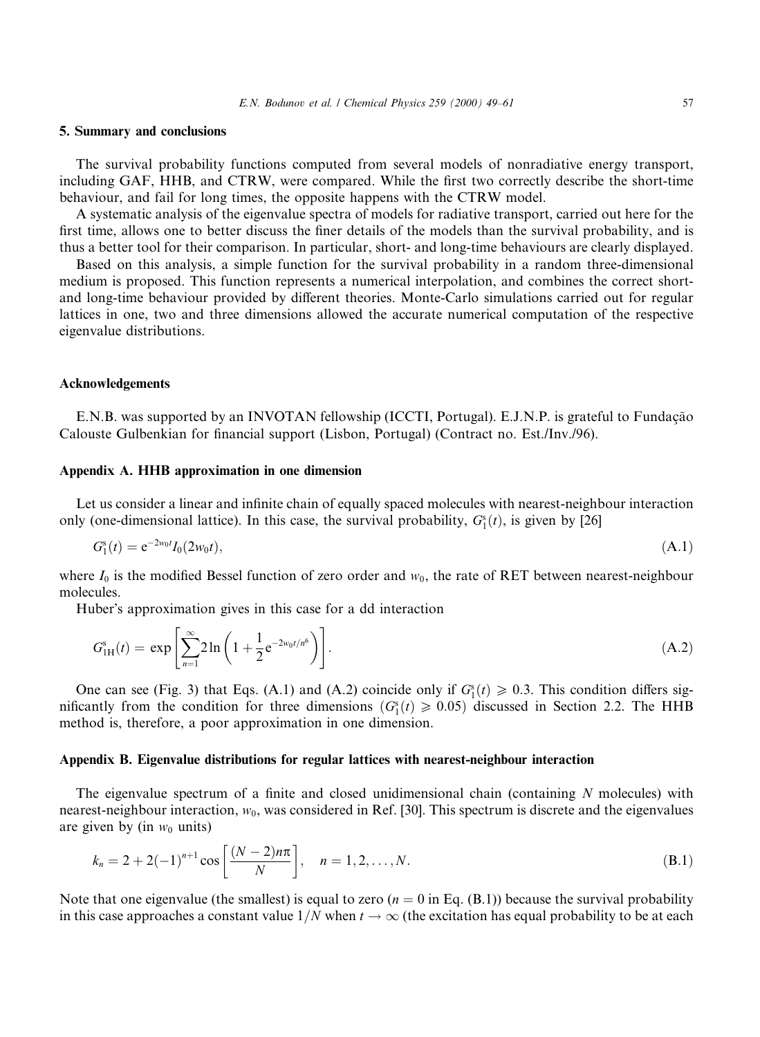## 5. Summary and conclusions

The survival probability functions computed from several models of nonradiative energy transport, including GAF, HHB, and CTRW, were compared. While the first two correctly describe the short-time behaviour, and fail for long times, the opposite happens with the CTRW model.

A systematic analysis of the eigenvalue spectra of models for radiative transport, carried out here for the first time, allows one to better discuss the finer details of the models than the survival probability, and is thus a better tool for their comparison. In particular, short- and long-time behaviours are clearly displayed.

Based on this analysis, a simple function for the survival probability in a random three-dimensional medium is proposed. This function represents a numerical interpolation, and combines the correct short- and long-time behaviour provided by different theories. Monte-Carlo simulations carried out for regular lattices in one, two and three dimensions allowed the accurate numerical computation of the respective eigenvalue distributions.

## Acknowledgements

E.N.B. was supported by an INVOTAN fellowship (ICCTI, Portugal). E.J.N.P. is grateful to Fundação Calouste Gulbenkian for financial support (Lisbon, Portugal) (Contract no. Est./Inv./96).

## Appendix A. HHB approximation in one dimension

Let us consider a linear and infinite chain of equally spaced molecules with nearest-neighbour interaction only (one-dimensional lattice). In this case, the survival probability, $G_1^s(t)$, is given by [26]

$$G_1^s(t) = e^{-2w_0 t} I_0(2w_0 t), \tag{A.1}$$

where $I_0$ is the modified Bessel function of zero order and $w_0$, the rate of RET between nearest-neighbour molecules.

Huber's approximation gives in this case for a dd interaction

$$G_{1H}^s(t) = \exp\left[\sum_{n=1}^{\infty} 2\ln\left(1 + \frac{1}{2}e^{-2w_0 t/n^6}\right)\right]. \tag{A.2}$$

One can see (Fig. 3) that Eqs. (A.1) and (A.2) coincide only if $G_1^s(t) \geqslant 0.3$. This condition differs significantly from the condition for three dimensions ($G_1^s(t) \geqslant 0.05$) discussed in Section 2.2. The HHB method is, therefore, a poor approximation in one dimension.

## Appendix B. Eigenvalue distributions for regular lattices with nearest-neighbour interaction

The eigenvalue spectrum of a finite and closed unidimensional chain (containing $N$ molecules) with nearest-neighbour interaction, $w_0$, was considered in Ref. [30]. This spectrum is discrete and the eigenvalues are given by (in $w_0$ units)

$$k_n = 2 + 2(-1)^{n+1}\cos\left[\frac{(N-2)n\pi}{N}\right], \quad n = 1, 2, \ldots, N. \tag{B.1}$$

Note that one eigenvalue (the smallest) is equal to zero ($n = 0$ in Eq. (B.1)) because the survival probability in this case approaches a constant value $1/N$ when $t \to \infty$ (the excitation has equal probability to be at each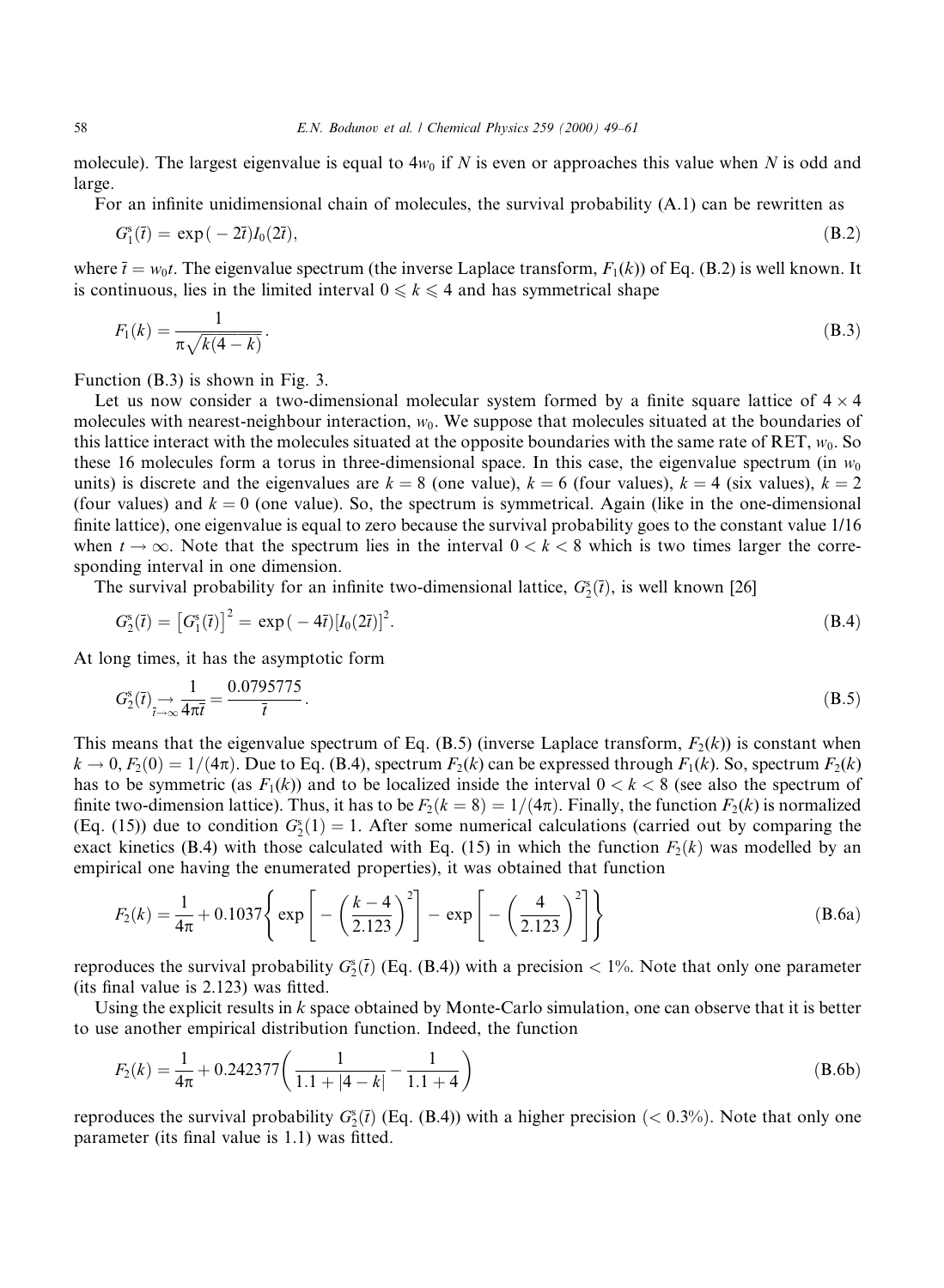molecule). The largest eigenvalue is equal to $4w_0$ if $N$ is even or approaches this value when $N$ is odd and large.

For an infinite unidimensional chain of molecules, the survival probability (A.1) can be rewritten as

$$G_1^s(\bar{t}) = \exp(-2\bar{t})I_0(2\bar{t}), \tag{B.2}$$

where $\bar{t} = w_0 t$. The eigenvalue spectrum (the inverse Laplace transform, $F_1(k)$) of Eq. (B.2) is well known. It is continuous, lies in the limited interval $0 \leqslant k \leqslant 4$ and has symmetrical shape

$$F_1(k) = \frac{1}{\pi\sqrt{k(4-k)}}. \tag{B.3}$$

Function (B.3) is shown in Fig. 3.

Let us now consider a two-dimensional molecular system formed by a finite square lattice of $4 \times 4$ molecules with nearest-neighbour interaction, $w_0$. We suppose that molecules situated at the boundaries of this lattice interact with the molecules situated at the opposite boundaries with the same rate of RET, $w_0$. So these 16 molecules form a torus in three-dimensional space. In this case, the eigenvalue spectrum (in $w_0$ units) is discrete and the eigenvalues are $k = 8$ (one value), $k = 6$ (four values), $k = 4$ (six values), $k = 2$ (four values) and $k = 0$ (one value). So, the spectrum is symmetrical. Again (like in the one-dimensional finite lattice), one eigenvalue is equal to zero because the survival probability goes to the constant value 1/16 when $t \to \infty$. Note that the spectrum lies in the interval $0 < k < 8$ which is two times larger the corresponding interval in one dimension.

The survival probability for an infinite two-dimensional lattice, $G_2^s(\bar{t})$, is well known [26]

$$G_2^s(\bar{t}) = \left[G_1^s(\bar{t})\right]^2 = \exp(-4\bar{t})[I_0(2\bar{t})]^2. \tag{B.4}$$

At long times, it has the asymptotic form

$$G_2^s(\bar{t}) \underset{\bar{t}\to\infty}{\rightarrow} \frac{1}{4\pi\bar{t}} = \frac{0.0795775}{\bar{t}}. \tag{B.5}$$

This means that the eigenvalue spectrum of Eq. (B.5) (inverse Laplace transform, $F_2(k)$) is constant when $k \to 0$, $F_2(0) = 1/(4\pi)$. Due to Eq. (B.4), spectrum $F_2(k)$ can be expressed through $F_1(k)$. So, spectrum $F_2(k)$ has to be symmetric (as $F_1(k)$) and to be localized inside the interval $0 < k < 8$ (see also the spectrum of finite two-dimension lattice). Thus, it has to be $F_2(k = 8) = 1/(4\pi)$. Finally, the function $F_2(k)$ is normalized (Eq. (15)) due to condition $G_2^s(1) = 1$. After some numerical calculations (carried out by comparing the exact kinetics (B.4) with those calculated with Eq. (15) in which the function $F_2(k)$ was modelled by an empirical one having the enumerated properties), it was obtained that function

$$F_2(k) = \frac{1}{4\pi} + 0.1037\left\{\exp\left[-\left(\frac{k-4}{2.123}\right)^2\right] - \exp\left[-\left(\frac{4}{2.123}\right)^2\right]\right\} \tag{B.6a}$$

reproduces the survival probability $G_2^s(\bar{t})$ (Eq. (B.4)) with a precision $< 1\%$. Note that only one parameter (its final value is 2.123) was fitted.

Using the explicit results in $k$ space obtained by Monte-Carlo simulation, one can observe that it is better to use another empirical distribution function. Indeed, the function

$$F_2(k) = \frac{1}{4\pi} + 0.242377\left(\frac{1}{1.1 + |4-k|} - \frac{1}{1.1+4}\right) \tag{B.6b}$$

reproduces the survival probability $G_2^s(\bar{t})$ (Eq. (B.4)) with a higher precision ($< 0.3\%$). Note that only one parameter (its final value is 1.1) was fitted.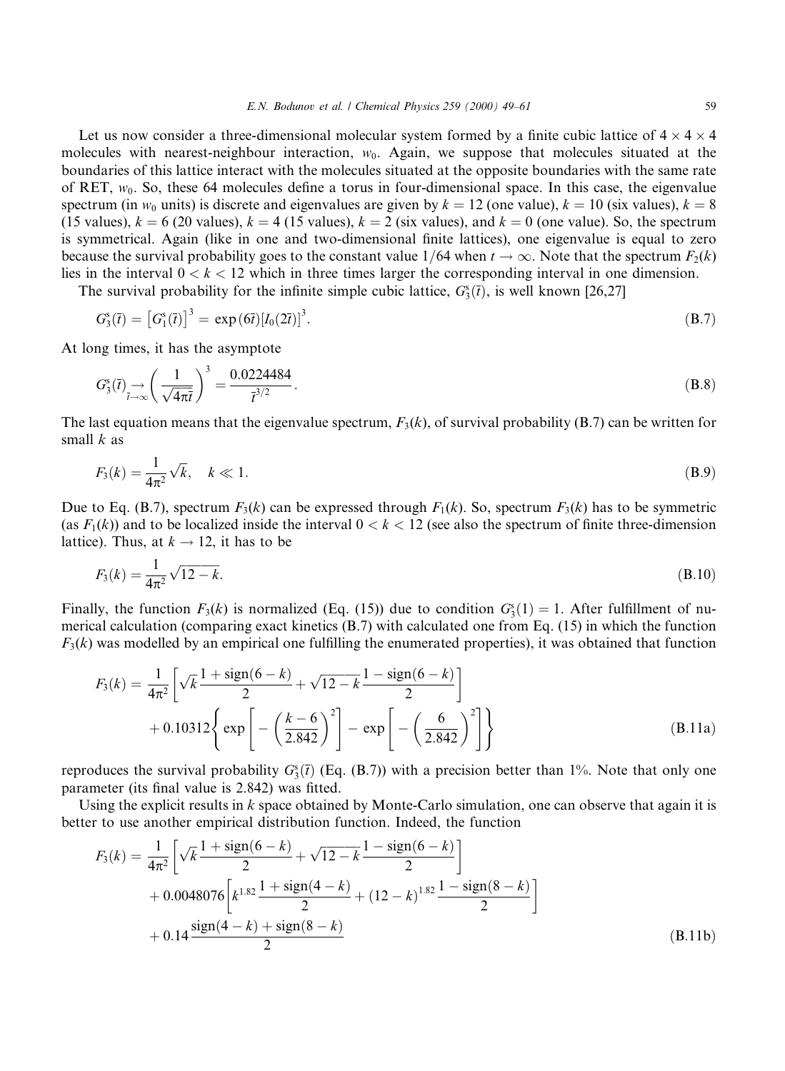Let us now consider a three-dimensional molecular system formed by a finite cubic lattice of $4 \times 4 \times 4$ molecules with nearest-neighbour interaction, $w_0$. Again, we suppose that molecules situated at the boundaries of this lattice interact with the molecules situated at the opposite boundaries with the same rate of RET, $w_0$. So, these 64 molecules define a torus in four-dimensional space. In this case, the eigenvalue spectrum (in $w_0$ units) is discrete and eigenvalues are given by $k = 12$ (one value), $k = 10$ (six values), $k = 8$ (15 values), $k = 6$ (20 values), $k = 4$ (15 values), $k = 2$ (six values), and $k = 0$ (one value). So, the spectrum is symmetrical. Again (like in one and two-dimensional finite lattices), one eigenvalue is equal to zero because the survival probability goes to the constant value $1/64$ when $t \to \infty$. Note that the spectrum $F_2(k)$ lies in the interval $0 < k < 12$ which in three times larger the corresponding interval in one dimension.

The survival probability for the infinite simple cubic lattice, $G_3^s(\bar{t})$, is well known [26,27]

$$G_3^s(\bar{t}) = \left[G_1^s(\bar{t})\right]^3 = \exp(6\bar{t})[I_0(2\bar{t})]^3. \tag{B.7}$$

At long times, it has the asymptote

$$G_3^s(\bar{t}) \underset{\bar{t}\to\infty}{\to} \left(\frac{1}{\sqrt{4\pi\bar{t}}}\right)^3 = \frac{0.0224484}{\bar{t}^{3/2}}. \tag{B.8}$$

The last equation means that the eigenvalue spectrum, $F_3(k)$, of survival probability (B.7) can be written for small $k$ as

$$F_3(k) = \frac{1}{4\pi^2}\sqrt{k}, \quad k \ll 1. \tag{B.9}$$

Due to Eq. (B.7), spectrum $F_3(k)$ can be expressed through $F_1(k)$. So, spectrum $F_3(k)$ has to be symmetric (as $F_1(k)$) and to be localized inside the interval $0 < k < 12$ (see also the spectrum of finite three-dimension lattice). Thus, at $k \to 12$, it has to be

$$F_3(k) = \frac{1}{4\pi^2}\sqrt{12-k}. \tag{B.10}$$

Finally, the function $F_3(k)$ is normalized (Eq. (15)) due to condition $G_3^s(1) = 1$. After fulfillment of numerical calculation (comparing exact kinetics (B.7) with calculated one from Eq. (15) in which the function $F_3(k)$ was modelled by an empirical one fulfilling the enumerated properties), it was obtained that function

$$\begin{aligned}
F_3(k) = {} & \frac{1}{4\pi^2}\left[\sqrt{k}\,\frac{1+\operatorname{sign}(6-k)}{2} + \sqrt{12-k}\,\frac{1-\operatorname{sign}(6-k)}{2}\right] \\
& + 0.10312\left\{\exp\left[-\left(\frac{k-6}{2.842}\right)^2\right] - \exp\left[-\left(\frac{6}{2.842}\right)^2\right]\right\}
\end{aligned} \tag{B.11a}$$

reproduces the survival probability $G_3^s(\bar{t})$ (Eq. (B.7)) with a precision better than 1%. Note that only one parameter (its final value is 2.842) was fitted.

Using the explicit results in $k$ space obtained by Monte-Carlo simulation, one can observe that again it is better to use another empirical distribution function. Indeed, the function

$$\begin{aligned}
F_3(k) = {} & \frac{1}{4\pi^2}\left[\sqrt{k}\,\frac{1+\operatorname{sign}(6-k)}{2} + \sqrt{12-k}\,\frac{1-\operatorname{sign}(6-k)}{2}\right] \\
& + 0.0048076\left[k^{1.82}\,\frac{1+\operatorname{sign}(4-k)}{2} + (12-k)^{1.82}\,\frac{1-\operatorname{sign}(8-k)}{2}\right] \\
& + 0.14\,\frac{\operatorname{sign}(4-k)+\operatorname{sign}(8-k)}{2}
\end{aligned} \tag{B.11b}$$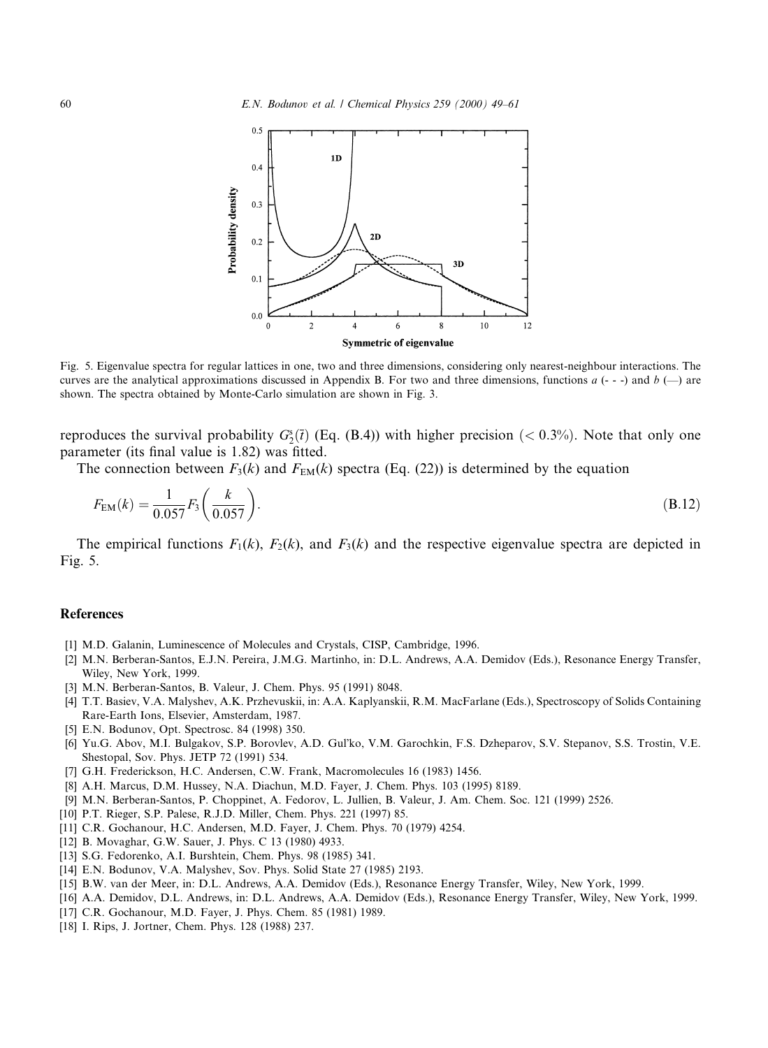Fig. 5. Eigenvalue spectra for regular lattices in one, two and three dimensions, considering only nearest-neighbour interactions. The curves are the analytical approximations discussed in Appendix B. For two and three dimensions, functions $a$ (- - -) and $b$ (—) are shown. The spectra obtained by Monte-Carlo simulation are shown in Fig. 3.

reproduces the survival probability $G_2^s(\bar{t})$ (Eq. (B.4)) with higher precision ($< 0.3\%$). Note that only one parameter (its final value is 1.82) was fitted.

The connection between $F_3(k)$ and $F_{\mathrm{EM}}(k)$ spectra (Eq. (22)) is determined by the equation

$$F_{\mathrm{EM}}(k) = \frac{1}{0.057} F_3\left(\frac{k}{0.057}\right). \tag{B.12}$$

The empirical functions $F_1(k)$, $F_2(k)$, and $F_3(k)$ and the respective eigenvalue spectra are depicted in Fig. 5.

## References

- [1] M.D. Galanin, Luminescence of Molecules and Crystals, CISP, Cambridge, 1996.
- [2] M.N. Berberan-Santos, E.J.N. Pereira, J.M.G. Martinho, in: D.L. Andrews, A.A. Demidov (Eds.), Resonance Energy Transfer, Wiley, New York, 1999.
- [3] M.N. Berberan-Santos, B. Valeur, J. Chem. Phys. 95 (1991) 8048.
- [4] T.T. Basiev, V.A. Malyshev, A.K. Przhevuskii, in: A.A. Kaplyanskii, R.M. MacFarlane (Eds.), Spectroscopy of Solids Containing Rare-Earth Ions, Elsevier, Amsterdam, 1987.
- [5] E.N. Bodunov, Opt. Spectrosc. 84 (1998) 350.
- [6] Yu.G. Abov, M.I. Bulgakov, S.P. Borovlev, A.D. Gul'ko, V.M. Garochkin, F.S. Dzheparov, S.V. Stepanov, S.S. Trostin, V.E. Shestopal, Sov. Phys. JETP 72 (1991) 534.
- [7] G.H. Frederickson, H.C. Andersen, C.W. Frank, Macromolecules 16 (1983) 1456.
- [8] A.H. Marcus, D.M. Hussey, N.A. Diachun, M.D. Fayer, J. Chem. Phys. 103 (1995) 8189.
- [9] M.N. Berberan-Santos, P. Choppinet, A. Fedorov, L. Jullien, B. Valeur, J. Am. Chem. Soc. 121 (1999) 2526.
- [10] P.T. Rieger, S.P. Palese, R.J.D. Miller, Chem. Phys. 221 (1997) 85.
- [11] C.R. Gochanour, H.C. Andersen, M.D. Fayer, J. Chem. Phys. 70 (1979) 4254.
- [12] B. Movaghar, G.W. Sauer, J. Phys. C 13 (1980) 4933.
- [13] S.G. Fedorenko, A.I. Burshtein, Chem. Phys. 98 (1985) 341.
- [14] E.N. Bodunov, V.A. Malyshev, Sov. Phys. Solid State 27 (1985) 2193.
- [15] B.W. van der Meer, in: D.L. Andrews, A.A. Demidov (Eds.), Resonance Energy Transfer, Wiley, New York, 1999.
- [16] A.A. Demidov, D.L. Andrews, in: D.L. Andrews, A.A. Demidov (Eds.), Resonance Energy Transfer, Wiley, New York, 1999.
- [17] C.R. Gochanour, M.D. Fayer, J. Phys. Chem. 85 (1981) 1989.
- [18] I. Rips, J. Jortner, Chem. Phys. 128 (1988) 237.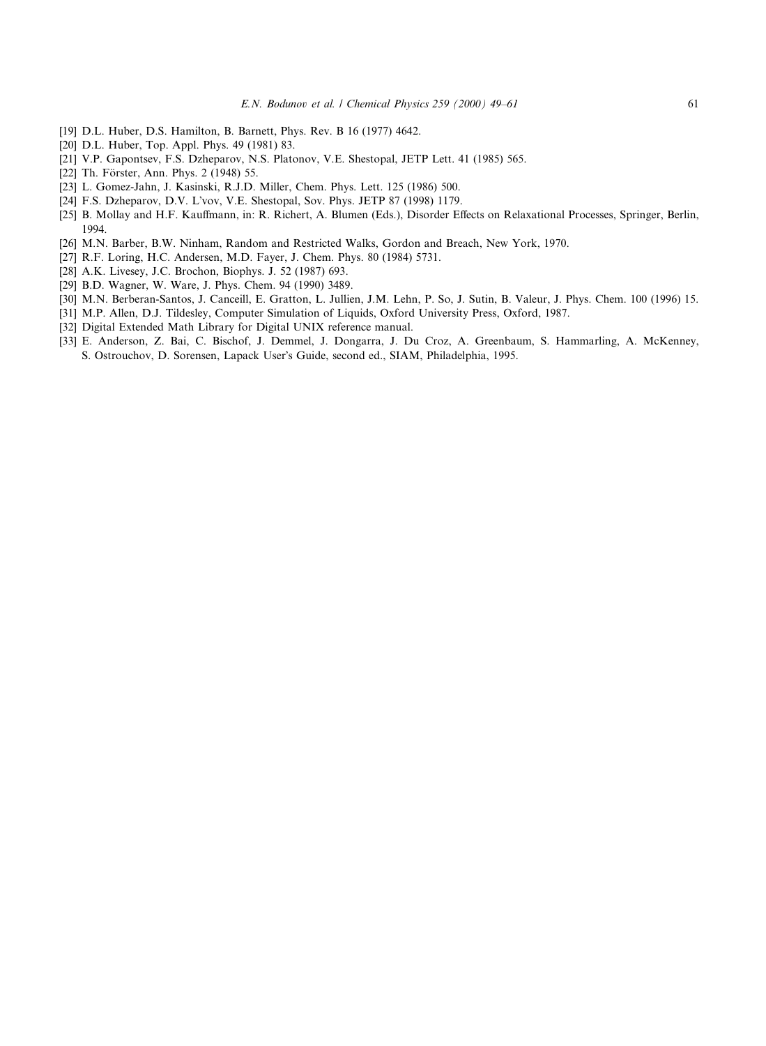[19] D.L. Huber, D.S. Hamilton, B. Barnett, Phys. Rev. B 16 (1977) 4642.

[20] D.L. Huber, Top. Appl. Phys. 49 (1981) 83.

[21] V.P. Gapontsev, F.S. Dzheparov, N.S. Platonov, V.E. Shestopal, JETP Lett. 41 (1985) 565.

[22] Th. Förster, Ann. Phys. 2 (1948) 55.

[23] L. Gomez-Jahn, J. Kasinski, R.J.D. Miller, Chem. Phys. Lett. 125 (1986) 500.

[24] F.S. Dzheparov, D.V. L'vov, V.E. Shestopal, Sov. Phys. JETP 87 (1998) 1179.

[25] B. Mollay and H.F. Kauffmann, in: R. Richert, A. Blumen (Eds.), Disorder Effects on Relaxational Processes, Springer, Berlin, 1994.

[26] M.N. Barber, B.W. Ninham, Random and Restricted Walks, Gordon and Breach, New York, 1970.

[27] R.F. Loring, H.C. Andersen, M.D. Fayer, J. Chem. Phys. 80 (1984) 5731.

[28] A.K. Livesey, J.C. Brochon, Biophys. J. 52 (1987) 693.

[29] B.D. Wagner, W. Ware, J. Phys. Chem. 94 (1990) 3489.

[30] M.N. Berberan-Santos, J. Canceill, E. Gratton, L. Jullien, J.M. Lehn, P. So, J. Sutin, B. Valeur, J. Phys. Chem. 100 (1996) 15.

[31] M.P. Allen, D.J. Tildesley, Computer Simulation of Liquids, Oxford University Press, Oxford, 1987.

[32] Digital Extended Math Library for Digital UNIX reference manual.

[33] E. Anderson, Z. Bai, C. Bischof, J. Demmel, J. Dongarra, J. Du Croz, A. Greenbaum, S. Hammarling, A. McKenney, S. Ostrouchov, D. Sorensen, Lapack User's Guide, second ed., SIAM, Philadelphia, 1995.